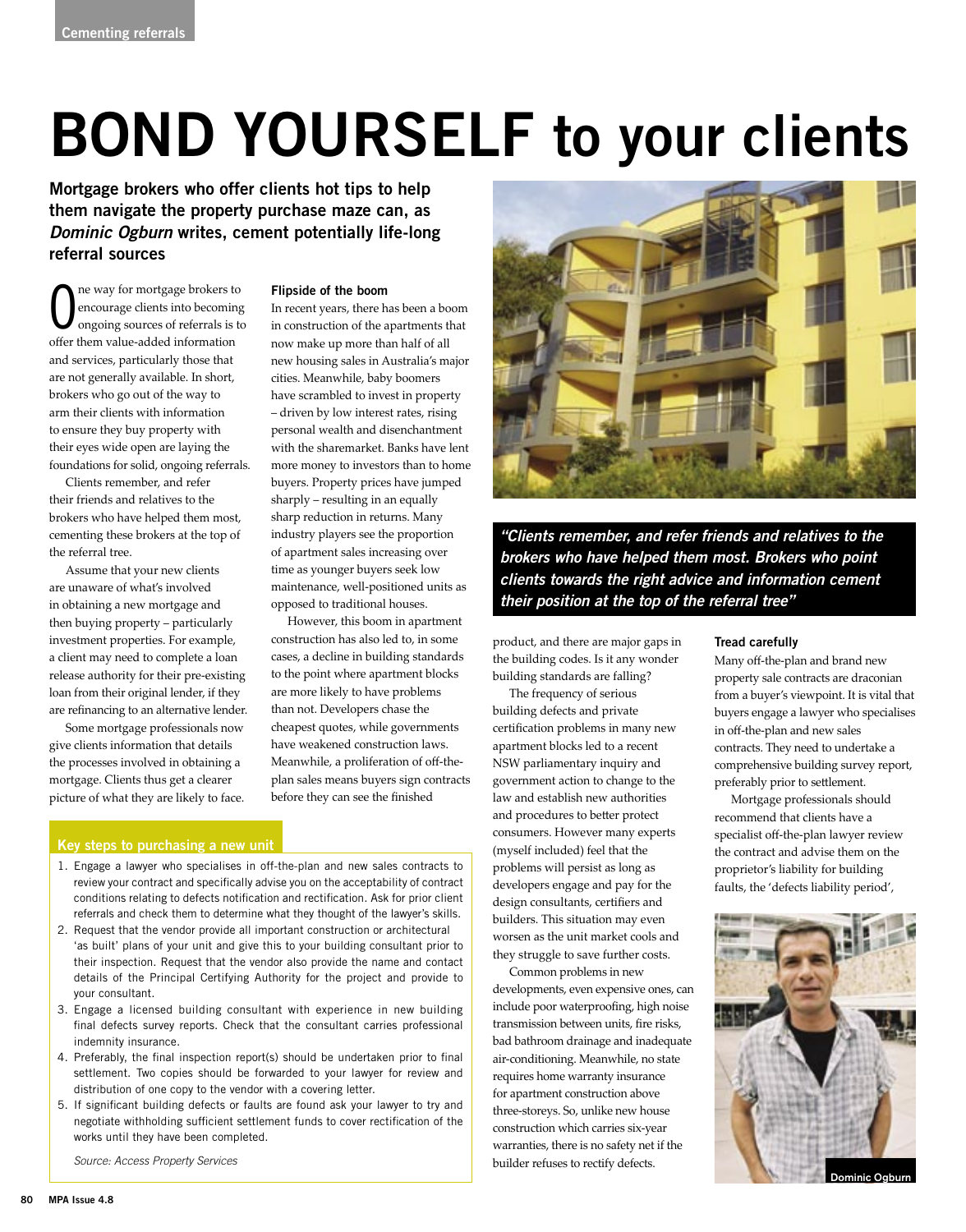# BOND YOURSELF to your clients

**Mortgage brokers who offer clients hot tips to help them navigate the property purchase maze can, as *Dominic Ogburn* writes, cement potentially life-long referral sources**

One way for mortgage brokers to encourage clients into becoming ongoing sources of referrals is to offer them value-added information and services, particularly those that are not generally available. In short, brokers who go out of the way to arm their clients with information to ensure they buy property with their eyes wide open are laying the foundations for solid, ongoing referrals.

Clients remember, and refer their friends and relatives to the brokers who have helped them most, cementing these brokers at the top of the referral tree.

Assume that your new clients are unaware of what's involved in obtaining a new mortgage and then buying property – particularly investment properties. For example, a client may need to complete a loan release authority for their pre-existing loan from their original lender, if they are refinancing to an alternative lender.

Some mortgage professionals now give clients information that details the processes involved in obtaining a mortgage. Clients thus get a clearer picture of what they are likely to face.

### Flipside of the boom

In recent years, there has been a boom in construction of the apartments that now make up more than half of all new housing sales in Australia's major cities. Meanwhile, baby boomers have scrambled to invest in property – driven by low interest rates, rising personal wealth and disenchantment with the sharemarket. Banks have lent more money to investors than to home buyers. Property prices have jumped sharply – resulting in an equally sharp reduction in returns. Many industry players see the proportion of apartment sales increasing over time as younger buyers seek low maintenance, well-positioned units as opposed to traditional houses.

However, this boom in apartment construction has also led to, in some cases, a decline in building standards to the point where apartment blocks are more likely to have problems than not. Developers chase the cheapest quotes, while governments have weakened construction laws. Meanwhile, a proliferation of off-the-plan sales means buyers sign contracts before they can see the finished product, and there are major gaps in the building codes. Is it any wonder building standards are falling?

*"Clients remember, and refer friends and relatives to the brokers who have helped them most. Brokers who point clients towards the right advice and information cement their position at the top of the referral tree"*

The frequency of serious building defects and private certification problems in many new apartment blocks led to a recent NSW parliamentary inquiry and government action to change to the law and establish new authorities and procedures to better protect consumers. However many experts (myself included) feel that the problems will persist as long as developers engage and pay for the design consultants, certifiers and builders. This situation may even worsen as the unit market cools and they struggle to save further costs.

Common problems in new developments, even expensive ones, can include poor waterproofing, high noise transmission between units, fire risks, bad bathroom drainage and inadequate air-conditioning. Meanwhile, no state requires home warranty insurance for apartment construction above three-storeys. So, unlike new house construction which carries six-year warranties, there is no safety net if the builder refuses to rectify defects.

### Tread carefully

Many off-the-plan and brand new property sale contracts are draconian from a buyer's viewpoint. It is vital that buyers engage a lawyer who specialises in off-the-plan and new sales contracts. They need to undertake a comprehensive building survey report, preferably prior to settlement.

Mortgage professionals should recommend that clients have a specialist off-the-plan lawyer review the contract and advise them on the proprietor's liability for building faults, the 'defects liability period',

Dominic Ogburn

### Key steps to purchasing a new unit

1. Engage a lawyer who specialises in off-the-plan and new sales contracts to review your contract and specifically advise you on the acceptability of contract conditions relating to defects notification and rectification. Ask for prior client referrals and check them to determine what they thought of the lawyer's skills.
2. Request that the vendor provide all important construction or architectural 'as built' plans of your unit and give this to your building consultant prior to their inspection. Request that the vendor also provide the name and contact details of the Principal Certifying Authority for the project and provide to your consultant.
3. Engage a licensed building consultant with experience in new building final defects survey reports. Check that the consultant carries professional indemnity insurance.
4. Preferably, the final inspection report(s) should be undertaken prior to final settlement. Two copies should be forwarded to your lawyer for review and distribution of one copy to the vendor with a covering letter.
5. If significant building defects or faults are found ask your lawyer to try and negotiate withholding sufficient settlement funds to cover rectification of the works until they have been completed.

*Source: Access Property Services*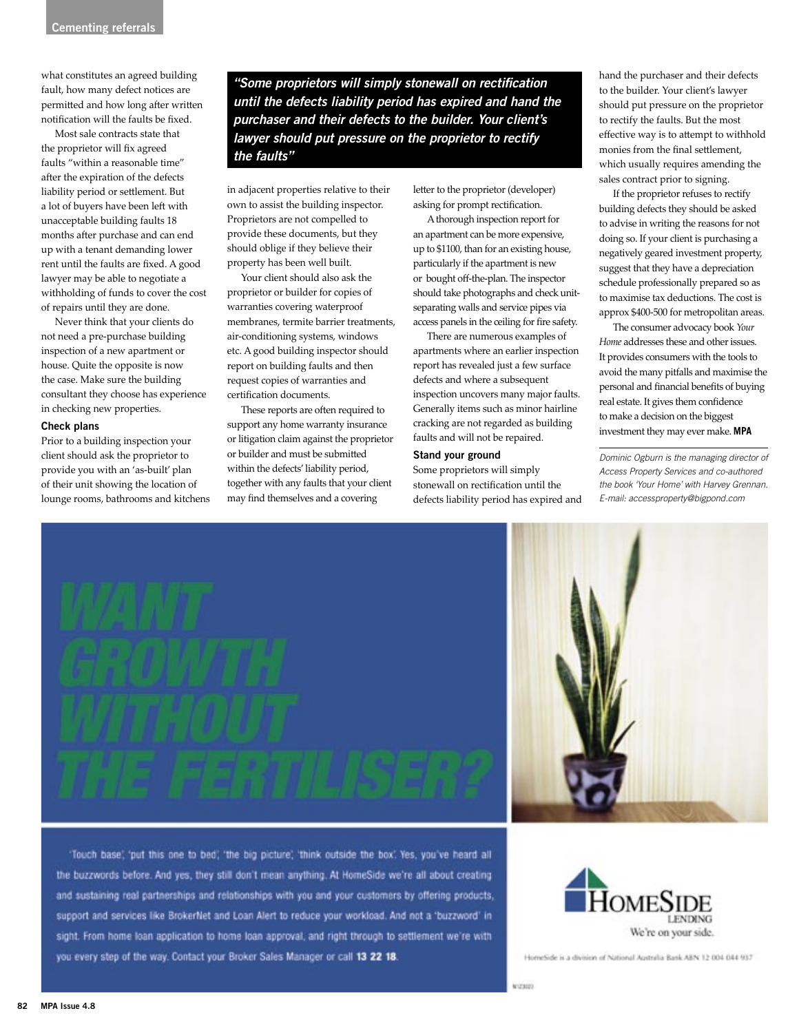what constitutes an agreed building fault, how many defect notices are permitted and how long after written notification will the faults be fixed.

Most sale contracts state that the proprietor will fix agreed faults "within a reasonable time" after the expiration of the defects liability period or settlement. But a lot of buyers have been left with unacceptable building faults 18 months after purchase and can end up with a tenant demanding lower rent until the faults are fixed. A good lawyer may be able to negotiate a withholding of funds to cover the cost of repairs until they are done.

Never think that your clients do not need a pre-purchase building inspection of a new apartment or house. Quite the opposite is now the case. Make sure the building consultant they choose has experience in checking new properties.

### Check plans

Prior to a building inspection your client should ask the proprietor to provide you with an 'as-built' plan of their unit showing the location of lounge rooms, bathrooms and kitchens in adjacent properties relative to their own to assist the building inspector. Proprietors are not compelled to provide these documents, but they should oblige if they believe their property has been well built.

Your client should also ask the proprietor or builder for copies of warranties covering waterproof membranes, termite barrier treatments, air-conditioning systems, windows etc. A good building inspector should report on building faults and then request copies of warranties and certification documents.

These reports are often required to support any home warranty insurance or litigation claim against the proprietor or builder and must be submitted within the defects' liability period, together with any faults that your client may find themselves and a covering letter to the proprietor (developer) asking for prompt rectification.

A thorough inspection report for an apartment can be more expensive, up to $1100, than for an existing house, particularly if the apartment is new or bought off-the-plan. The inspector should take photographs and check unit-separating walls and service pipes via access panels in the ceiling for fire safety.

There are numerous examples of apartments where an earlier inspection report has revealed just a few surface defects and where a subsequent inspection uncovers many major faults. Generally items such as minor hairline cracking are not regarded as building faults and will not be repaired.

> ***"Some proprietors will simply stonewall on rectification until the defects liability period has expired and hand the purchaser and their defects to the builder. Your client's lawyer should put pressure on the proprietor to rectify the faults"***

### Stand your ground

Some proprietors will simply stonewall on rectification until the defects liability period has expired and hand the purchaser and their defects to the builder. Your client's lawyer should put pressure on the proprietor to rectify the faults. But the most effective way is to attempt to withhold monies from the final settlement, which usually requires amending the sales contract prior to signing.

If the proprietor refuses to rectify building defects they should be asked to advise in writing the reasons for not doing so. If your client is purchasing a negatively geared investment property, suggest that they have a depreciation schedule professionally prepared so as to maximise tax deductions. The cost is approx $400-500 for metropolitan areas.

The consumer advocacy book *Your Home* addresses these and other issues. It provides consumers with the tools to avoid the many pitfalls and maximise the personal and financial benefits of buying real estate. It gives them confidence to make a decision on the biggest investment they may ever make. **MPA**

*Dominic Ogburn is the managing director of Access Property Services and co-authored the book 'Your Home' with Harvey Grennan. E-mail: accessproperty@bigpond.com*

---

WANT GROWTH WITHOUT THE FERTILISER?

'Touch base', 'put this one to bed', 'the big picture', 'think outside the box'. Yes, you've heard all the buzzwords before. And yes, they still don't mean anything. At HomeSide we're all about creating and sustaining real partnerships and relationships with you and your customers by offering products, support and services like BrokerNet and Loan Alert to reduce your workload. And not a 'buzzword' in sight. From home loan application to home loan approval, and right through to settlement we're with you every step of the way. Contact your Broker Sales Manager or call **13 22 18**.

HOMESIDE LENDING
We're on your side.

HomeSide is a division of National Australia Bank ABN 12 004 044 937